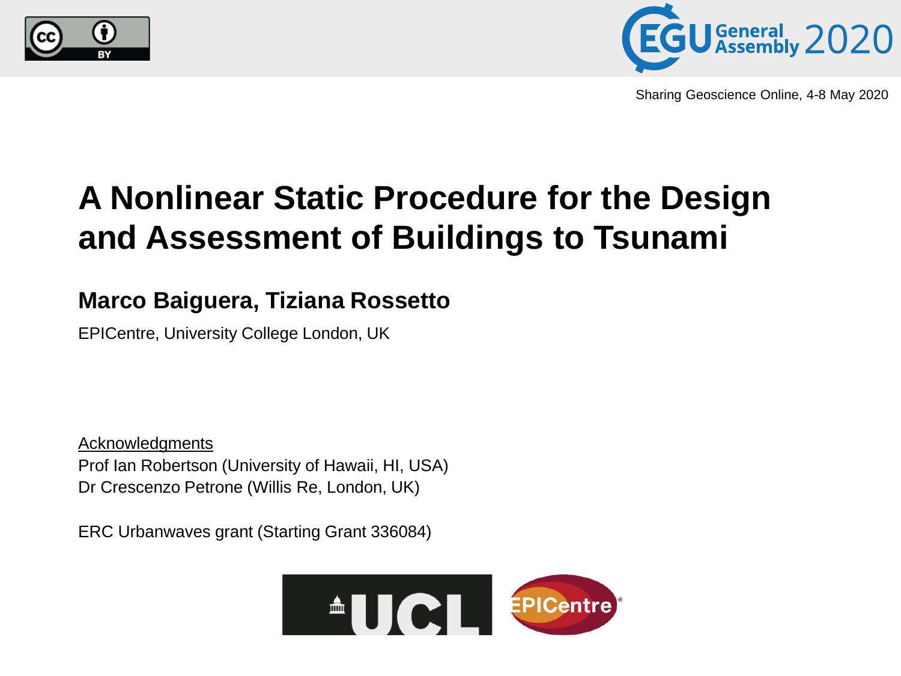Sharing Geoscience Online, 4-8 May 2020

# A Nonlinear Static Procedure for the Design and Assessment of Buildings to Tsunami

**Marco Baiguera, Tiziana Rossetto**

EPICentre, University College London, UK

Acknowledgments

Prof Ian Robertson (University of Hawaii, HI, USA)
Dr Crescenzo Petrone (Willis Re, London, UK)

ERC Urbanwaves grant (Starting Grant 336084)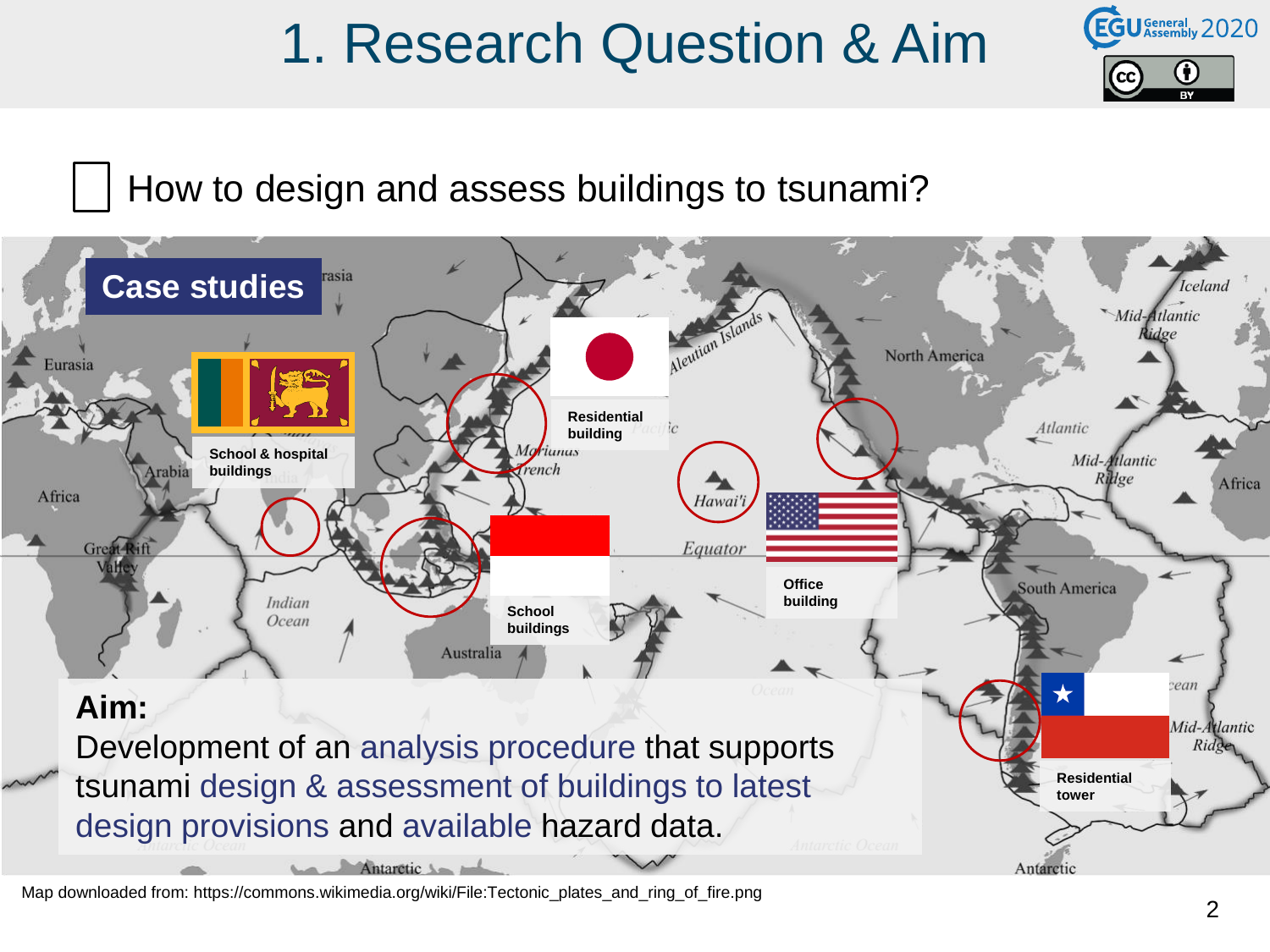# 1. Research Question & Aim

- How to design and assess buildings to tsunami?

## Case studies

- Sri Lanka: School & hospital buildings
- Japan: Residential building
- Indonesia: School buildings
- USA: Office building
- Chile: Residential tower

**Aim:**
Development of an analysis procedure that supports tsunami design & assessment of buildings to latest design provisions and available hazard data.

Map downloaded from: https://commons.wikimedia.org/wiki/File:Tectonic_plates_and_ring_of_fire.png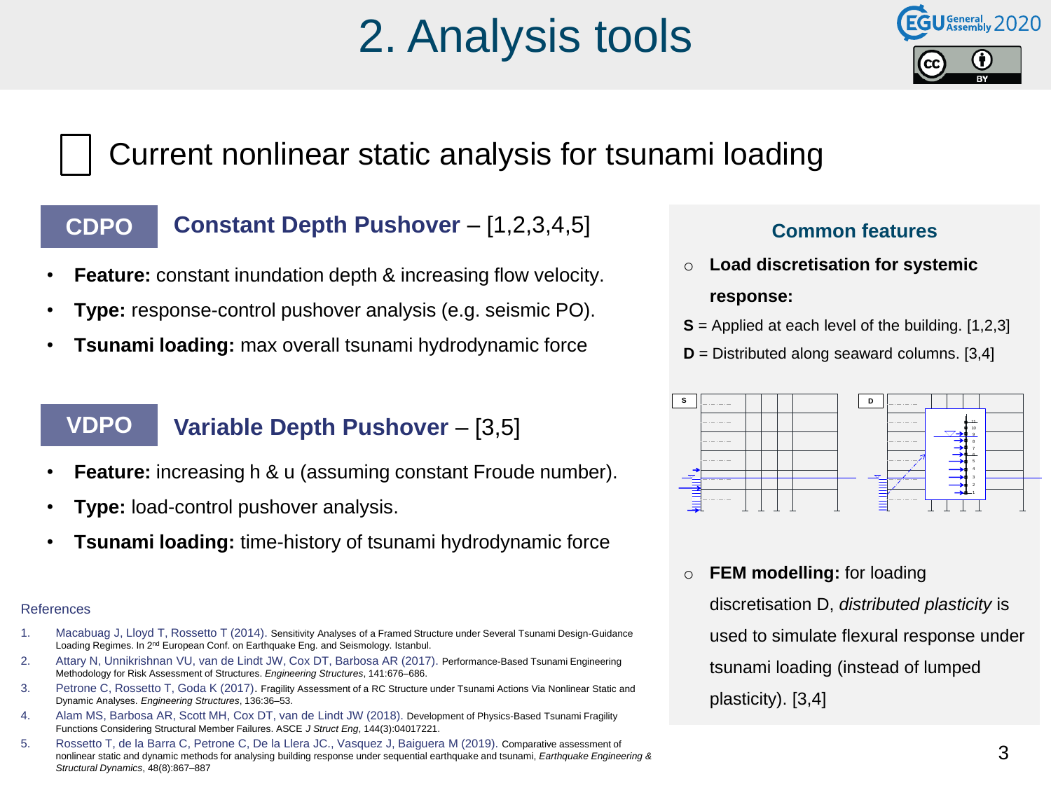# 2. Analysis tools

## Current nonlinear static analysis for tsunami loading

### CDPO — Constant Depth Pushover – [1,2,3,4,5]

- **Feature:** constant inundation depth & increasing flow velocity.
- **Type:** response-control pushover analysis (e.g. seismic PO).
- **Tsunami loading:** max overall tsunami hydrodynamic force

### VDPO — Variable Depth Pushover – [3,5]

- **Feature:** increasing h & u (assuming constant Froude number).
- **Type:** load-control pushover analysis.
- **Tsunami loading:** time-history of tsunami hydrodynamic force

### Common features

- **Load discretisation for systemic response:**

**S** = Applied at each level of the building. [1,2,3]

**D** = Distributed along seaward columns. [3,4]

- **FEM modelling:** for loading discretisation D, *distributed plasticity* is used to simulate flexural response under tsunami loading (instead of lumped plasticity). [3,4]

### References

1. Macabuag J, Lloyd T, Rossetto T (2014). Sensitivity Analyses of a Framed Structure under Several Tsunami Design-Guidance Loading Regimes. In 2nd European Conf. on Earthquake Eng. and Seismology. Istanbul.
2. Attary N, Unnikrishnan VU, van de Lindt JW, Cox DT, Barbosa AR (2017). Performance-Based Tsunami Engineering Methodology for Risk Assessment of Structures. *Engineering Structures*, 141:676–686.
3. Petrone C, Rossetto T, Goda K (2017). Fragility Assessment of a RC Structure under Tsunami Actions Via Nonlinear Static and Dynamic Analyses. *Engineering Structures*, 136:36–53.
4. Alam MS, Barbosa AR, Scott MH, Cox DT, van de Lindt JW (2018). Development of Physics-Based Tsunami Fragility Functions Considering Structural Member Failures. ASCE *J Struct Eng*, 144(3):04017221.
5. Rossetto T, de la Barra C, Petrone C, De la Llera JC., Vasquez J, Baiguera M (2019). Comparative assessment of nonlinear static and dynamic methods for analysing building response under sequential earthquake and tsunami, *Earthquake Engineering & Structural Dynamics*, 48(8):867–887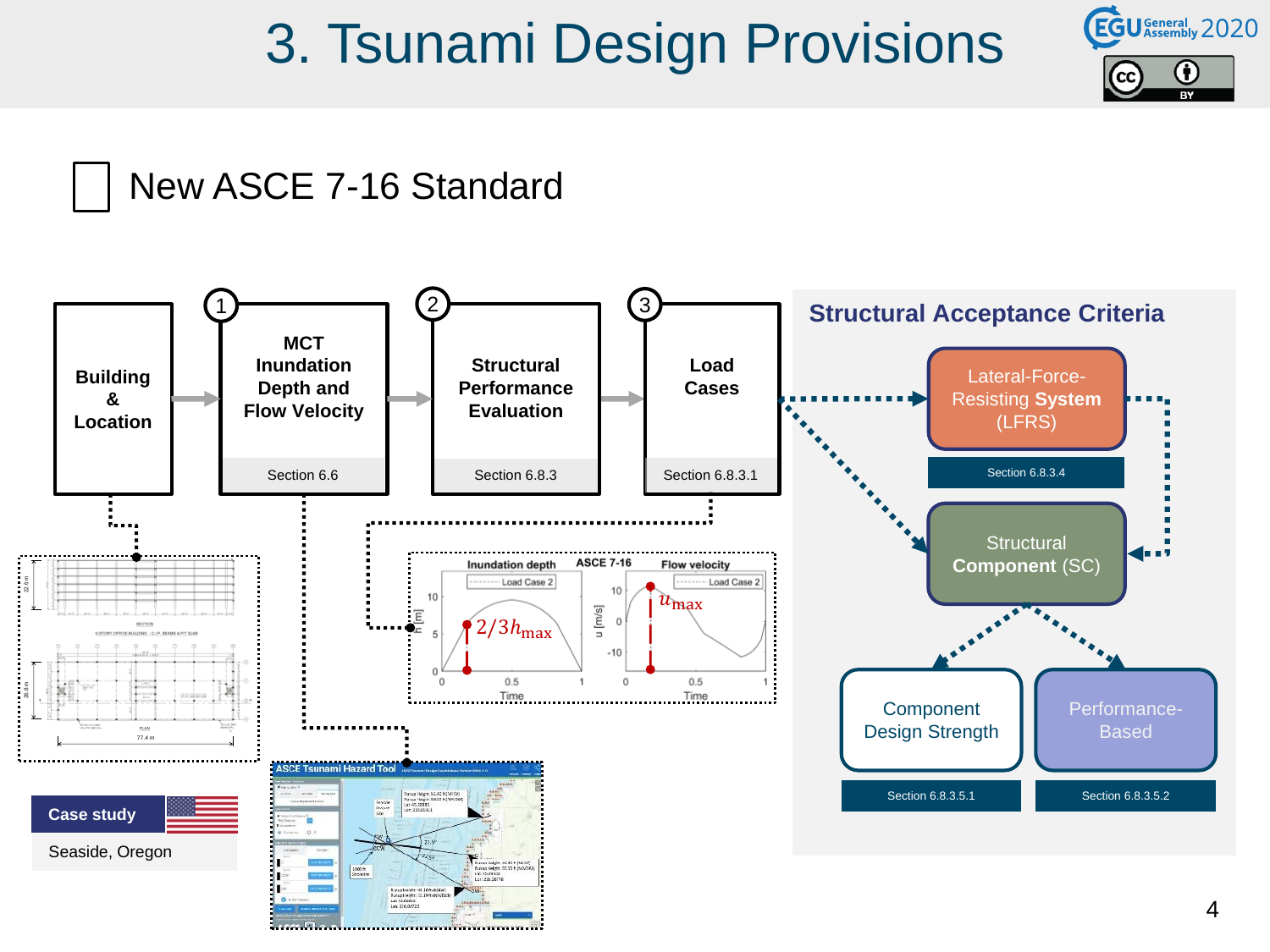# 3. Tsunami Design Provisions

- New ASCE 7-16 Standard

**Building & Location**

① **MCT Inundation Depth and Flow Velocity** — Section 6.6

② **Structural Performance Evaluation** — Section 6.8.3

③ **Load Cases** — Section 6.8.3.1

Inundation depth — ASCE 7-16 — Flow velocity

Load Case 2: $2/3h_{max}$, $u_{max}$

ASCE Tsunami Hazard Tool

**Case study**

Seaside, Oregon

## Structural Acceptance Criteria

- Lateral-Force-Resisting **System** (LFRS) — Section 6.8.3.4
- Structural **Component** (SC)
  - Component Design Strength — Section 6.8.3.5.1
  - Performance-Based — Section 6.8.3.5.2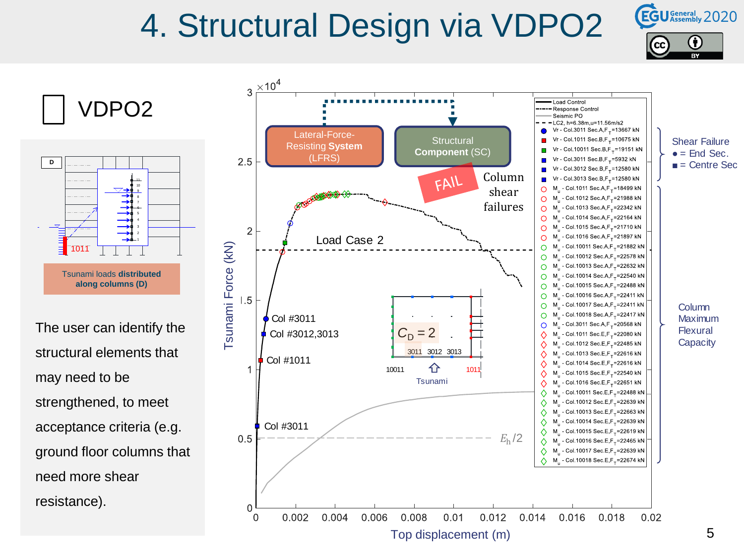# 4. Structural Design via VDPO2

## VDPO2

Tsunami loads **distributed along columns (D)**

The user can identify the structural elements that may need to be strengthened, to meet acceptance criteria (e.g. ground floor columns that need more shear resistance).

Lateral-Force-Resisting **System** (LFRS)

**Structural Component** (SC)

FAIL

Column shear failures

Load Case 2

Col #3011

Col #3012,3013

Col #1011

Col #3011

$C_D = 2$

3011 3012 3013

10011 1011

Tsunami

$E_h/2$

Tsunami Force (kN) ($\times 10^4$)

Top displacement (m)

Legend:
- Load Control
- Response Control
- Seismic PO
- LC2, h=6.38m,u=11.56m/s2
- Vr - Col.3011 Sec.A,$F_T$=13667 kN
- Vr - Col.1011 Sec.B,$F_T$=10675 kN
- Vr - Col.10011 Sec.B,$F_T$=19151 kN
- Vr - Col.3011 Sec.B,$F_T$=5932 kN
- Vr - Col.3012 Sec.B,$F_T$=12580 kN
- Vr - Col.3013 Sec.B,$F_T$=12580 kN
- $M_u$ - Col.1011 Sec.A,$F_T$=18499 kN
- $M_u$ - Col.1012 Sec.A,$F_T$=21988 kN
- $M_u$ - Col.1013 Sec.A,$F_T$=22342 kN
- $M_u$ - Col.1014 Sec.A,$F_T$=22164 kN
- $M_u$ - Col.1015 Sec.A,$F_T$=21710 kN
- $M_u$ - Col.1016 Sec.A,$F_T$=21897 kN
- $M_u$ - Col.10011 Sec.A,$F_T$=21882 kN
- $M_u$ - Col.10012 Sec.A,$F_T$=22578 kN
- $M_u$ - Col.10013 Sec.A,$F_T$=22632 kN
- $M_u$ - Col.10014 Sec.A,$F_T$=22540 kN
- $M_u$ - Col.10015 Sec.A,$F_T$=22488 kN
- $M_u$ - Col.10016 Sec.A,$F_T$=22411 kN
- $M_u$ - Col.10017 Sec.A,$F_T$=22411 kN
- $M_u$ - Col.10018 Sec.A,$F_T$=22417 kN
- $M_u$ - Col.3011 Sec.A,$F_T$=20568 kN
- $M_u$ - Col.1011 Sec.E,$F_T$=22080 kN
- $M_u$ - Col.1012 Sec.E,$F_T$=22485 kN
- $M_u$ - Col.1013 Sec.E,$F_T$=22616 kN
- $M_u$ - Col.1014 Sec.E,$F_T$=22616 kN
- $M_u$ - Col.1015 Sec.E,$F_T$=22540 kN
- $M_u$ - Col.1016 Sec.E,$F_T$=22651 kN
- $M_u$ - Col.10011 Sec.E,$F_T$=22488 kN
- $M_u$ - Col.10012 Sec.E,$F_T$=22639 kN
- $M_u$ - Col.10013 Sec.E,$F_T$=22663 kN
- $M_u$ - Col.10014 Sec.E,$F_T$=22639 kN
- $M_u$ - Col.10015 Sec.E,$F_T$=22619 kN
- $M_u$ - Col.10016 Sec.E,$F_T$=22465 kN
- $M_u$ - Col.10017 Sec.E,$F_T$=22639 kN
- $M_u$ - Col.10018 Sec.E,$F_T$=22674 kN

Shear Failure
● = End Sec.
■ = Centre Sec

Column Maximum Flexural Capacity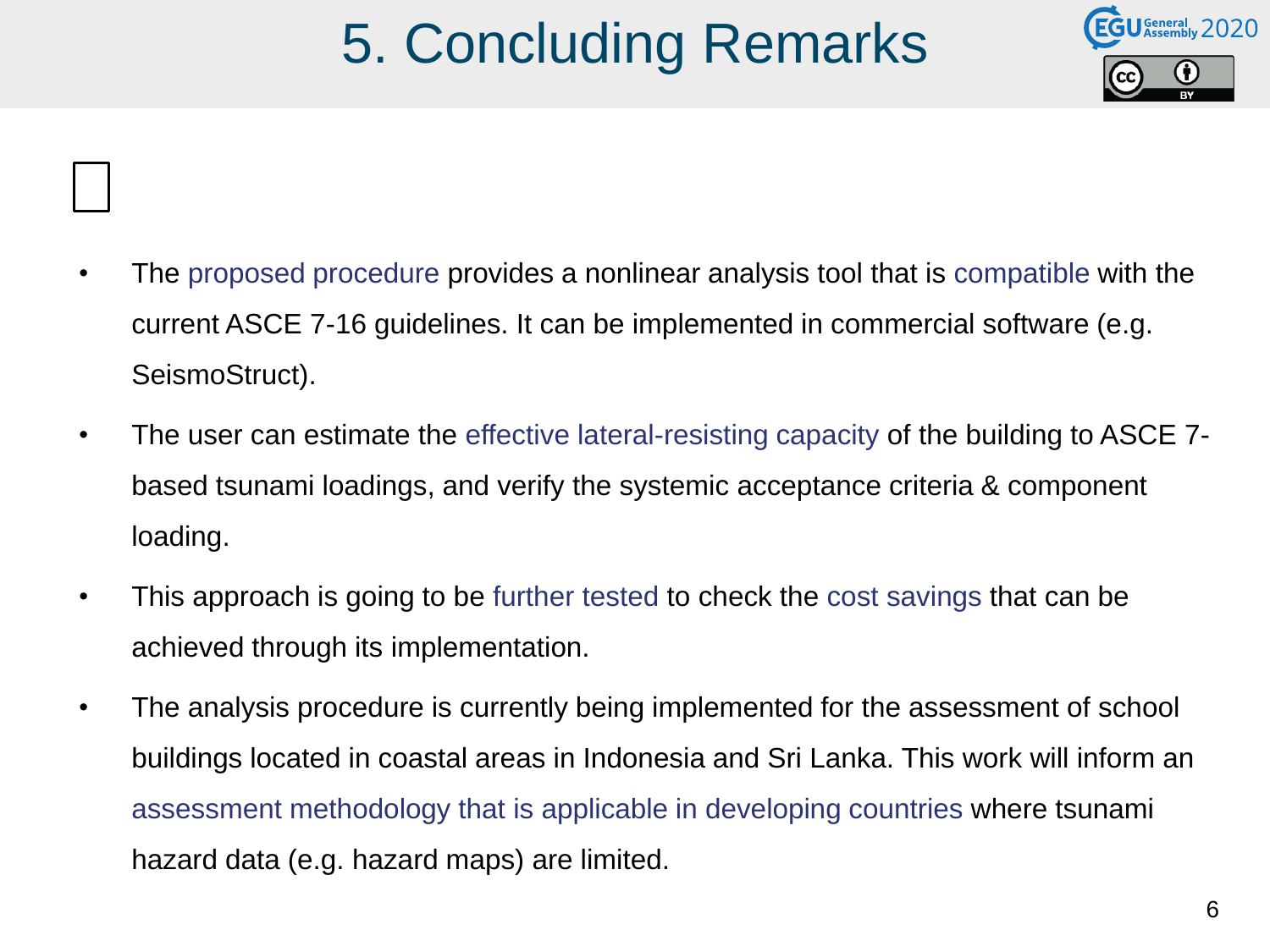# 5. Concluding Remarks

- The proposed procedure provides a nonlinear analysis tool that is compatible with the current ASCE 7-16 guidelines. It can be implemented in commercial software (e.g. SeismoStruct).
- The user can estimate the effective lateral-resisting capacity of the building to ASCE 7-based tsunami loadings, and verify the systemic acceptance criteria & component loading.
- This approach is going to be further tested to check the cost savings that can be achieved through its implementation.
- The analysis procedure is currently being implemented for the assessment of school buildings located in coastal areas in Indonesia and Sri Lanka. This work will inform an assessment methodology that is applicable in developing countries where tsunami hazard data (e.g. hazard maps) are limited.